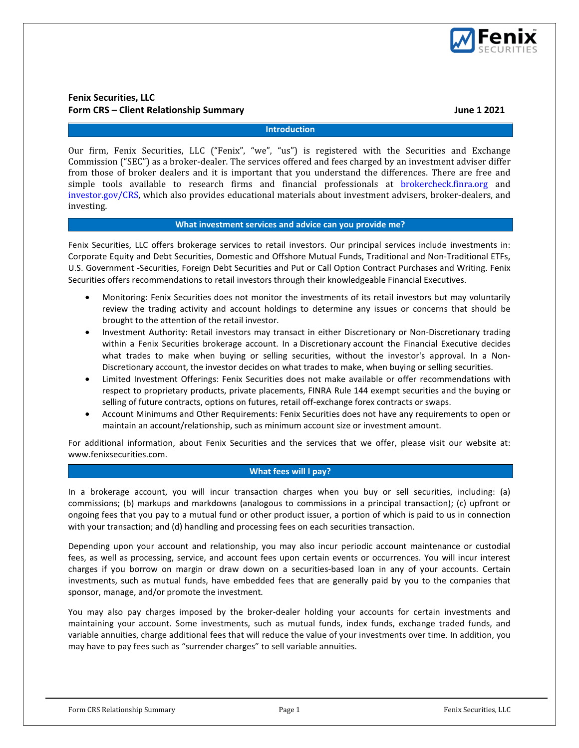**Fenix Securities, LLC**
**Form CRS – Client Relationship Summary** **June 1 2021**

## Introduction

Our firm, Fenix Securities, LLC ("Fenix", "we", "us") is registered with the Securities and Exchange Commission ("SEC") as a broker-dealer. The services offered and fees charged by an investment adviser differ from those of broker dealers and it is important that you understand the differences. There are free and simple tools available to research firms and financial professionals at brokercheck.finra.org and investor.gov/CRS, which also provides educational materials about investment advisers, broker-dealers, and investing.

## What investment services and advice can you provide me?

Fenix Securities, LLC offers brokerage services to retail investors. Our principal services include investments in: Corporate Equity and Debt Securities, Domestic and Offshore Mutual Funds, Traditional and Non-Traditional ETFs, U.S. Government -Securities, Foreign Debt Securities and Put or Call Option Contract Purchases and Writing. Fenix Securities offers recommendations to retail investors through their knowledgeable Financial Executives.

- Monitoring: Fenix Securities does not monitor the investments of its retail investors but may voluntarily review the trading activity and account holdings to determine any issues or concerns that should be brought to the attention of the retail investor.
- Investment Authority: Retail investors may transact in either Discretionary or Non-Discretionary trading within a Fenix Securities brokerage account. In a Discretionary account the Financial Executive decides what trades to make when buying or selling securities, without the investor's approval. In a Non-Discretionary account, the investor decides on what trades to make, when buying or selling securities.
- Limited Investment Offerings: Fenix Securities does not make available or offer recommendations with respect to proprietary products, private placements, FINRA Rule 144 exempt securities and the buying or selling of future contracts, options on futures, retail off-exchange forex contracts or swaps.
- Account Minimums and Other Requirements: Fenix Securities does not have any requirements to open or maintain an account/relationship, such as minimum account size or investment amount.

For additional information, about Fenix Securities and the services that we offer, please visit our website at: www.fenixsecurities.com.

## What fees will I pay?

In a brokerage account, you will incur transaction charges when you buy or sell securities, including: (a) commissions; (b) markups and markdowns (analogous to commissions in a principal transaction); (c) upfront or ongoing fees that you pay to a mutual fund or other product issuer, a portion of which is paid to us in connection with your transaction; and (d) handling and processing fees on each securities transaction.

Depending upon your account and relationship, you may also incur periodic account maintenance or custodial fees, as well as processing, service, and account fees upon certain events or occurrences. You will incur interest charges if you borrow on margin or draw down on a securities-based loan in any of your accounts. Certain investments, such as mutual funds, have embedded fees that are generally paid by you to the companies that sponsor, manage, and/or promote the investment.

You may also pay charges imposed by the broker-dealer holding your accounts for certain investments and maintaining your account. Some investments, such as mutual funds, index funds, exchange traded funds, and variable annuities, charge additional fees that will reduce the value of your investments over time. In addition, you may have to pay fees such as "surrender charges" to sell variable annuities.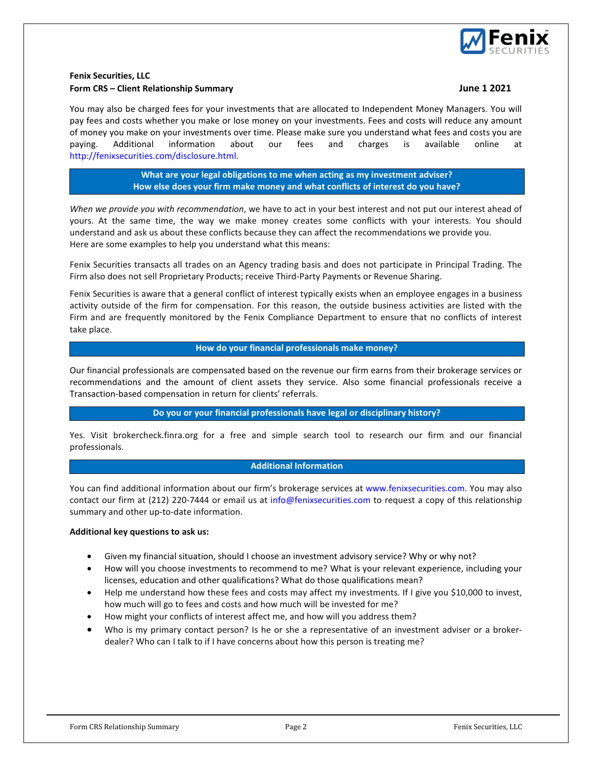**Fenix Securities, LLC**
**Form CRS – Client Relationship Summary** **June 1 2021**

You may also be charged fees for your investments that are allocated to Independent Money Managers. You will pay fees and costs whether you make or lose money on your investments. Fees and costs will reduce any amount of money you make on your investments over time. Please make sure you understand what fees and costs you are paying. Additional information about our fees and charges is available online at http://fenixsecurities.com/disclosure.html.

## What are your legal obligations to me when acting as my investment adviser? How else does your firm make money and what conflicts of interest do you have?

*When we provide you with recommendation*, we have to act in your best interest and not put our interest ahead of yours. At the same time, the way we make money creates some conflicts with your interests. You should understand and ask us about these conflicts because they can affect the recommendations we provide you. Here are some examples to help you understand what this means:

Fenix Securities transacts all trades on an Agency trading basis and does not participate in Principal Trading. The Firm also does not sell Proprietary Products; receive Third-Party Payments or Revenue Sharing.

Fenix Securities is aware that a general conflict of interest typically exists when an employee engages in a business activity outside of the firm for compensation. For this reason, the outside business activities are listed with the Firm and are frequently monitored by the Fenix Compliance Department to ensure that no conflicts of interest take place.

## How do your financial professionals make money?

Our financial professionals are compensated based on the revenue our firm earns from their brokerage services or recommendations and the amount of client assets they service. Also some financial professionals receive a Transaction-based compensation in return for clients' referrals.

## Do you or your financial professionals have legal or disciplinary history?

Yes. Visit brokercheck.finra.org for a free and simple search tool to research our firm and our financial professionals.

## Additional Information

You can find additional information about our firm's brokerage services at www.fenixsecurities.com. You may also contact our firm at (212) 220-7444 or email us at info@fenixsecurities.com to request a copy of this relationship summary and other up-to-date information.

**Additional key questions to ask us:**

- Given my financial situation, should I choose an investment advisory service? Why or why not?
- How will you choose investments to recommend to me? What is your relevant experience, including your licenses, education and other qualifications? What do those qualifications mean?
- Help me understand how these fees and costs may affect my investments. If I give you $10,000 to invest, how much will go to fees and costs and how much will be invested for me?
- How might your conflicts of interest affect me, and how will you address them?
- Who is my primary contact person? Is he or she a representative of an investment adviser or a broker-dealer? Who can I talk to if I have concerns about how this person is treating me?